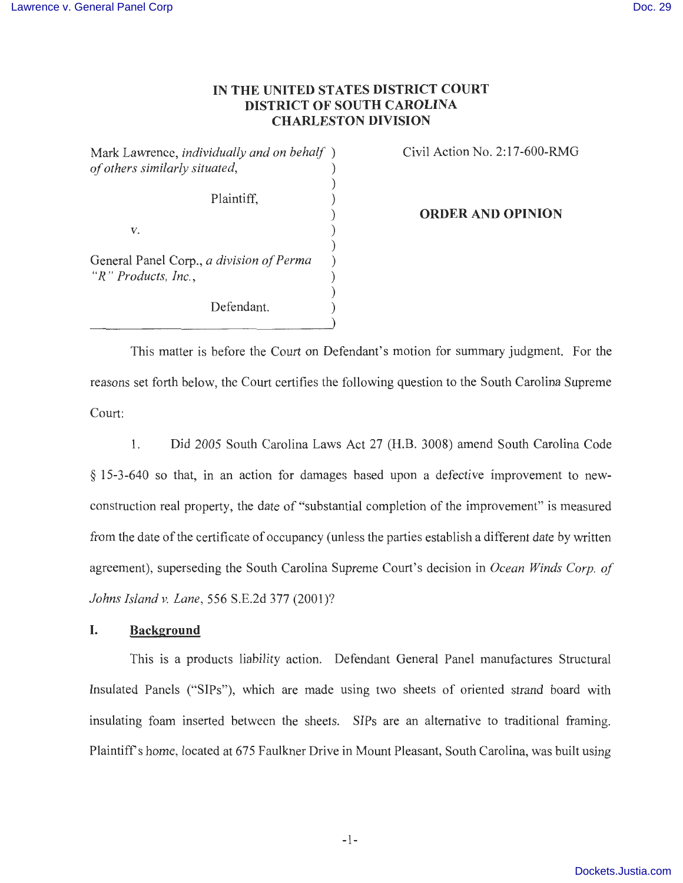# IN THE UNITED STATES DISTRICT COURT
# DISTRICT OF SOUTH CAROLINA
# CHARLESTON DIVISION

| | |
|---|---|
| Mark Lawrence, *individually and on behalf of others similarly situated*,<br><br>Plaintiff,<br><br>v.<br><br>General Panel Corp., *a division of Perma "R" Products, Inc.*,<br><br>Defendant. | Civil Action No. 2:17-600-RMG<br><br>**ORDER AND OPINION** |

This matter is before the Court on Defendant's motion for summary judgment. For the reasons set forth below, the Court certifies the following question to the South Carolina Supreme Court:

1. Did 2005 South Carolina Laws Act 27 (H.B. 3008) amend South Carolina Code § 15-3-640 so that, in an action for damages based upon a defective improvement to new-construction real property, the date of "substantial completion of the improvement" is measured from the date of the certificate of occupancy (unless the parties establish a different date by written agreement), superseding the South Carolina Supreme Court's decision in *Ocean Winds Corp. of Johns Island v. Lane*, 556 S.E.2d 377 (2001)?

## I. Background

This is a products liability action. Defendant General Panel manufactures Structural Insulated Panels ("SIPs"), which are made using two sheets of oriented strand board with insulating foam inserted between the sheets. SIPs are an alternative to traditional framing. Plaintiff's home, located at 675 Faulkner Drive in Mount Pleasant, South Carolina, was built using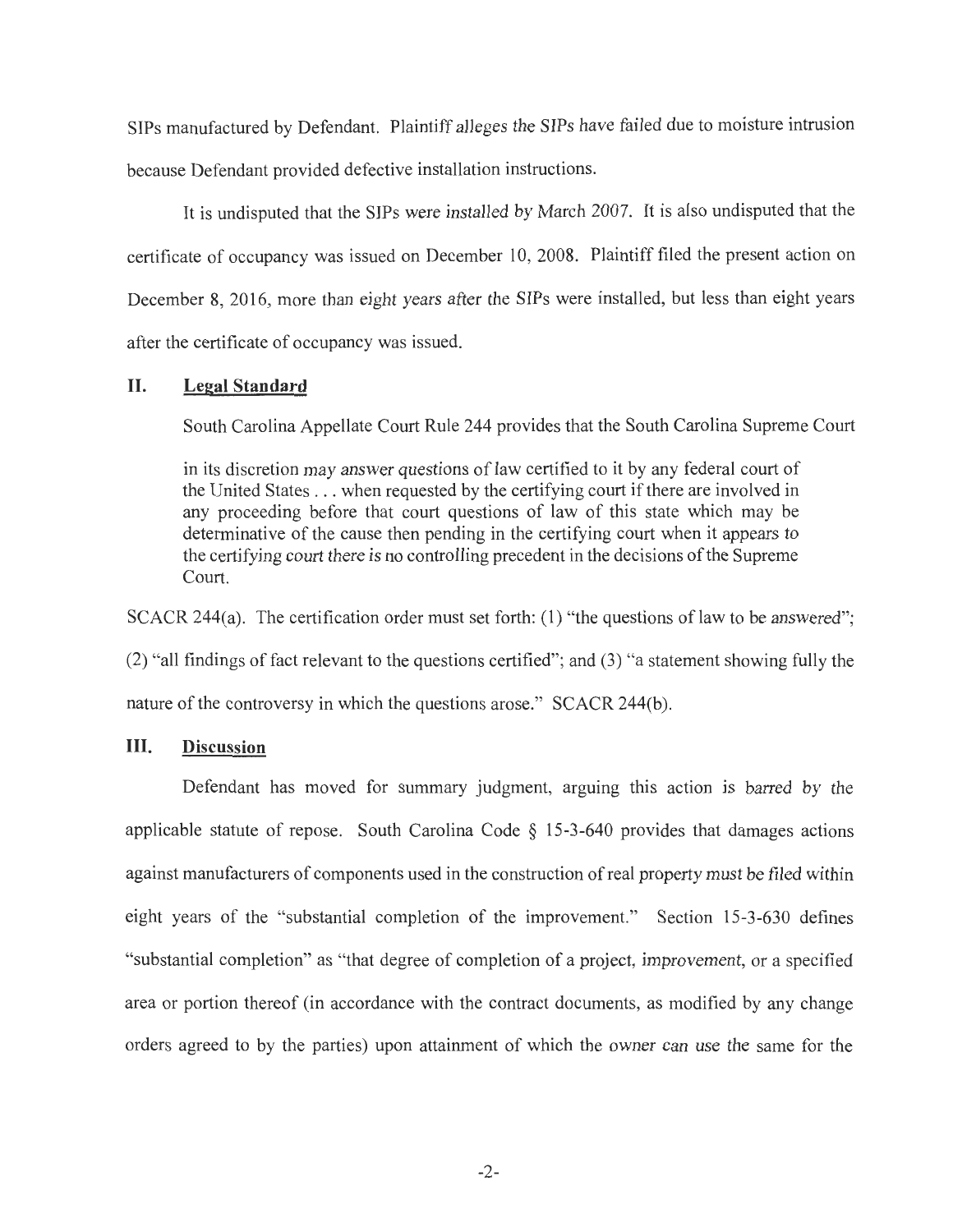SIPs manufactured by Defendant. Plaintiff alleges the SIPs have failed due to moisture intrusion because Defendant provided defective installation instructions.

It is undisputed that the SIPs were installed by March 2007. It is also undisputed that the certificate of occupancy was issued on December 10, 2008. Plaintiff filed the present action on December 8, 2016, more than eight years after the SIPs were installed, but less than eight years after the certificate of occupancy was issued.

## II. Legal Standard

South Carolina Appellate Court Rule 244 provides that the South Carolina Supreme Court

> in its discretion may answer questions of law certified to it by any federal court of the United States . . . when requested by the certifying court if there are involved in any proceeding before that court questions of law of this state which may be determinative of the cause then pending in the certifying court when it appears to the certifying court there is no controlling precedent in the decisions of the Supreme Court.

SCACR 244(a). The certification order must set forth: (1) "the questions of law to be answered"; (2) "all findings of fact relevant to the questions certified"; and (3) "a statement showing fully the nature of the controversy in which the questions arose." SCACR 244(b).

## III. Discussion

Defendant has moved for summary judgment, arguing this action is barred by the applicable statute of repose. South Carolina Code § 15-3-640 provides that damages actions against manufacturers of components used in the construction of real property must be filed within eight years of the "substantial completion of the improvement." Section 15-3-630 defines "substantial completion" as "that degree of completion of a project, improvement, or a specified area or portion thereof (in accordance with the contract documents, as modified by any change orders agreed to by the parties) upon attainment of which the owner can use the same for the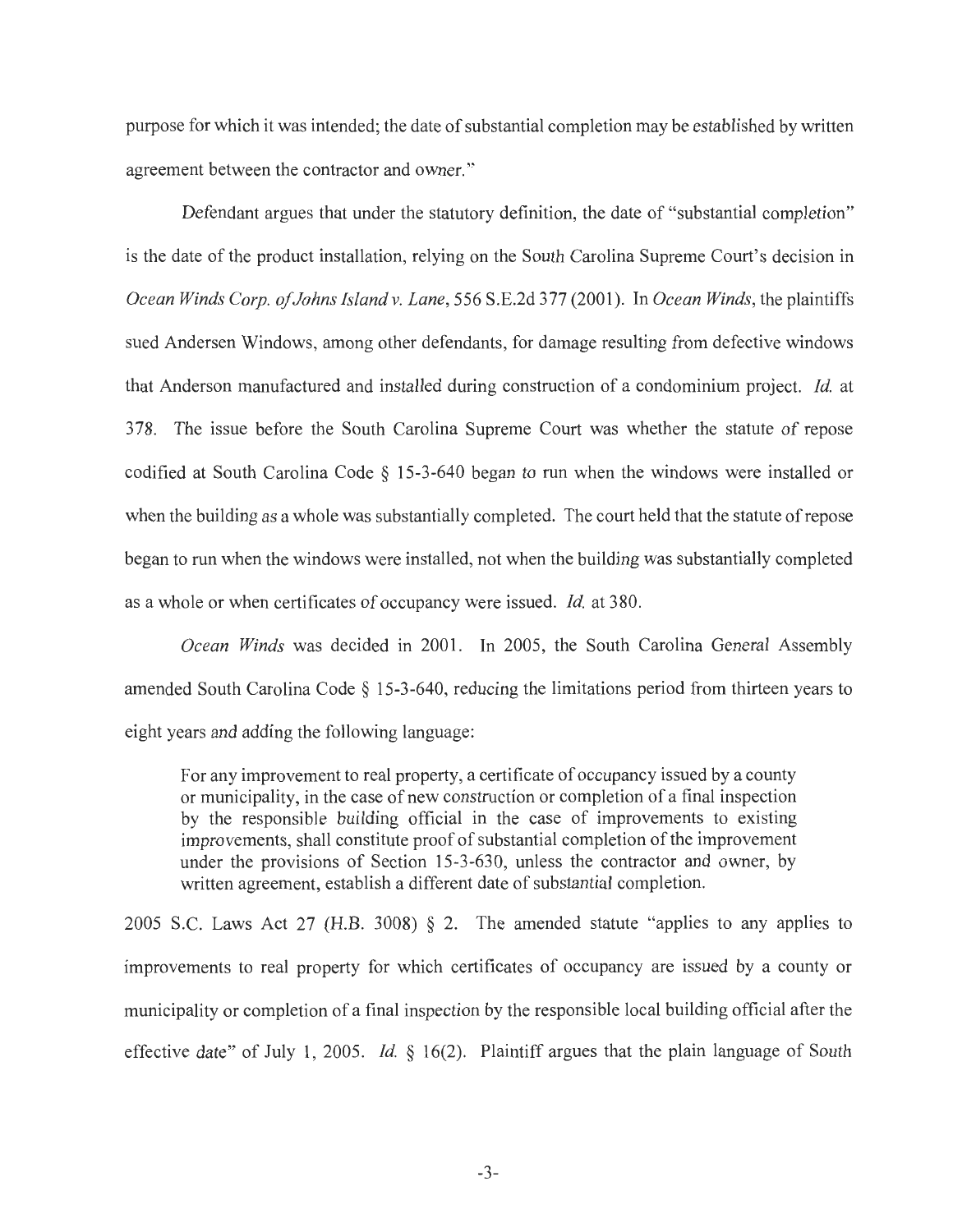purpose for which it was intended; the date of substantial completion may be established by written agreement between the contractor and owner."

Defendant argues that under the statutory definition, the date of "substantial completion" is the date of the product installation, relying on the South Carolina Supreme Court's decision in *Ocean Winds Corp. of Johns Island v. Lane*, 556 S.E.2d 377 (2001). In *Ocean Winds*, the plaintiffs sued Andersen Windows, among other defendants, for damage resulting from defective windows that Anderson manufactured and installed during construction of a condominium project. *Id.* at 378. The issue before the South Carolina Supreme Court was whether the statute of repose codified at South Carolina Code § 15-3-640 began to run when the windows were installed or when the building as a whole was substantially completed. The court held that the statute of repose began to run when the windows were installed, not when the building was substantially completed as a whole or when certificates of occupancy were issued. *Id.* at 380.

*Ocean Winds* was decided in 2001. In 2005, the South Carolina General Assembly amended South Carolina Code § 15-3-640, reducing the limitations period from thirteen years to eight years and adding the following language:

> For any improvement to real property, a certificate of occupancy issued by a county or municipality, in the case of new construction or completion of a final inspection by the responsible building official in the case of improvements to existing improvements, shall constitute proof of substantial completion of the improvement under the provisions of Section 15-3-630, unless the contractor and owner, by written agreement, establish a different date of substantial completion.

2005 S.C. Laws Act 27 (H.B. 3008) § 2. The amended statute "applies to any applies to improvements to real property for which certificates of occupancy are issued by a county or municipality or completion of a final inspection by the responsible local building official after the effective date" of July 1, 2005. *Id.* § 16(2). Plaintiff argues that the plain language of South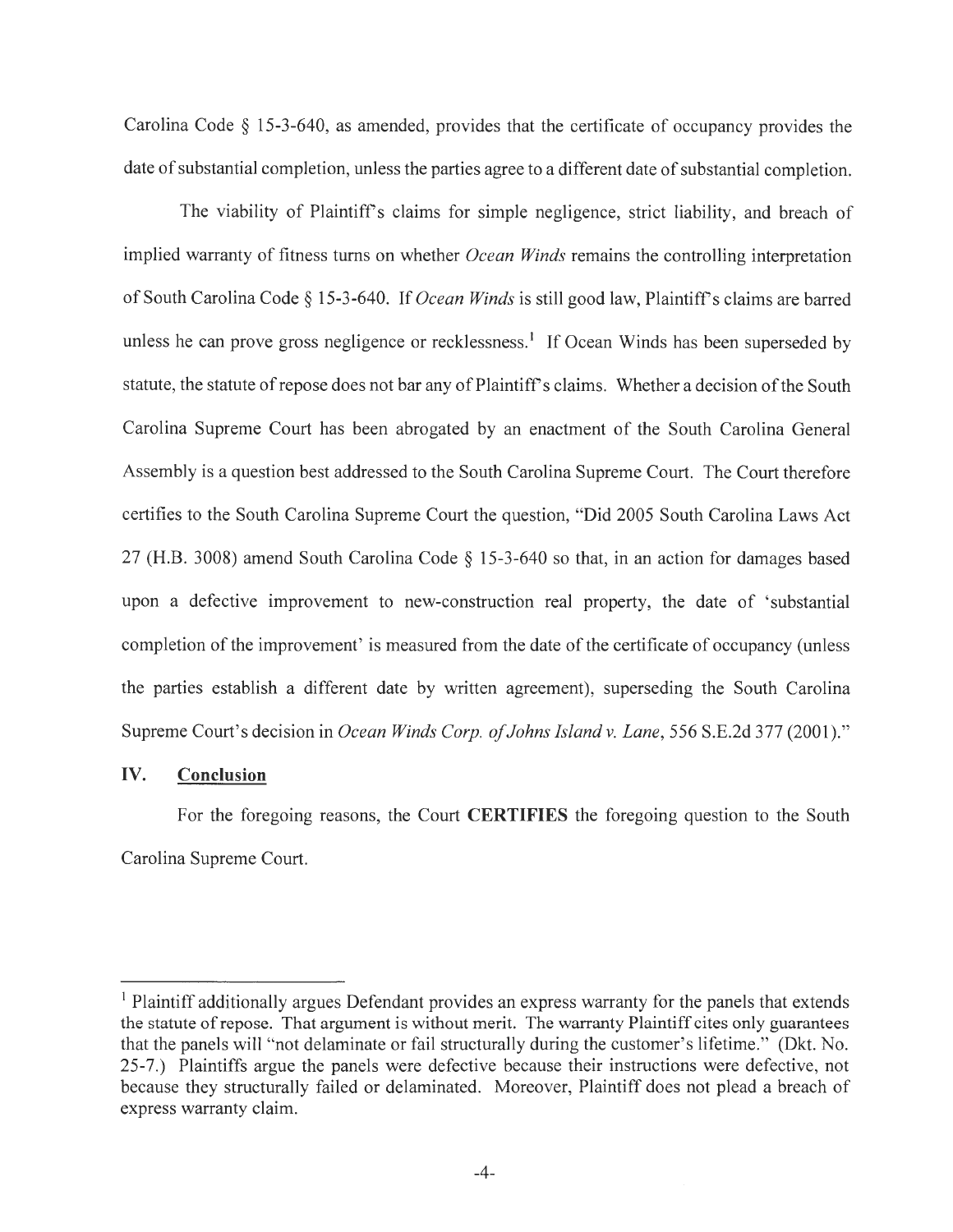Carolina Code § 15-3-640, as amended, provides that the certificate of occupancy provides the date of substantial completion, unless the parties agree to a different date of substantial completion.

The viability of Plaintiff's claims for simple negligence, strict liability, and breach of implied warranty of fitness turns on whether *Ocean Winds* remains the controlling interpretation of South Carolina Code § 15-3-640. If *Ocean Winds* is still good law, Plaintiff's claims are barred unless he can prove gross negligence or recklessness.[1] If Ocean Winds has been superseded by statute, the statute of repose does not bar any of Plaintiff's claims. Whether a decision of the South Carolina Supreme Court has been abrogated by an enactment of the South Carolina General Assembly is a question best addressed to the South Carolina Supreme Court. The Court therefore certifies to the South Carolina Supreme Court the question, "Did 2005 South Carolina Laws Act 27 (H.B. 3008) amend South Carolina Code § 15-3-640 so that, in an action for damages based upon a defective improvement to new-construction real property, the date of 'substantial completion of the improvement' is measured from the date of the certificate of occupancy (unless the parties establish a different date by written agreement), superseding the South Carolina Supreme Court's decision in *Ocean Winds Corp. of Johns Island v. Lane*, 556 S.E.2d 377 (2001)."

## IV. Conclusion

For the foregoing reasons, the Court **CERTIFIES** the foregoing question to the South Carolina Supreme Court.

---

[1] Plaintiff additionally argues Defendant provides an express warranty for the panels that extends the statute of repose. That argument is without merit. The warranty Plaintiff cites only guarantees that the panels will "not delaminate or fail structurally during the customer's lifetime." (Dkt. No. 25-7.) Plaintiffs argue the panels were defective because their instructions were defective, not because they structurally failed or delaminated. Moreover, Plaintiff does not plead a breach of express warranty claim.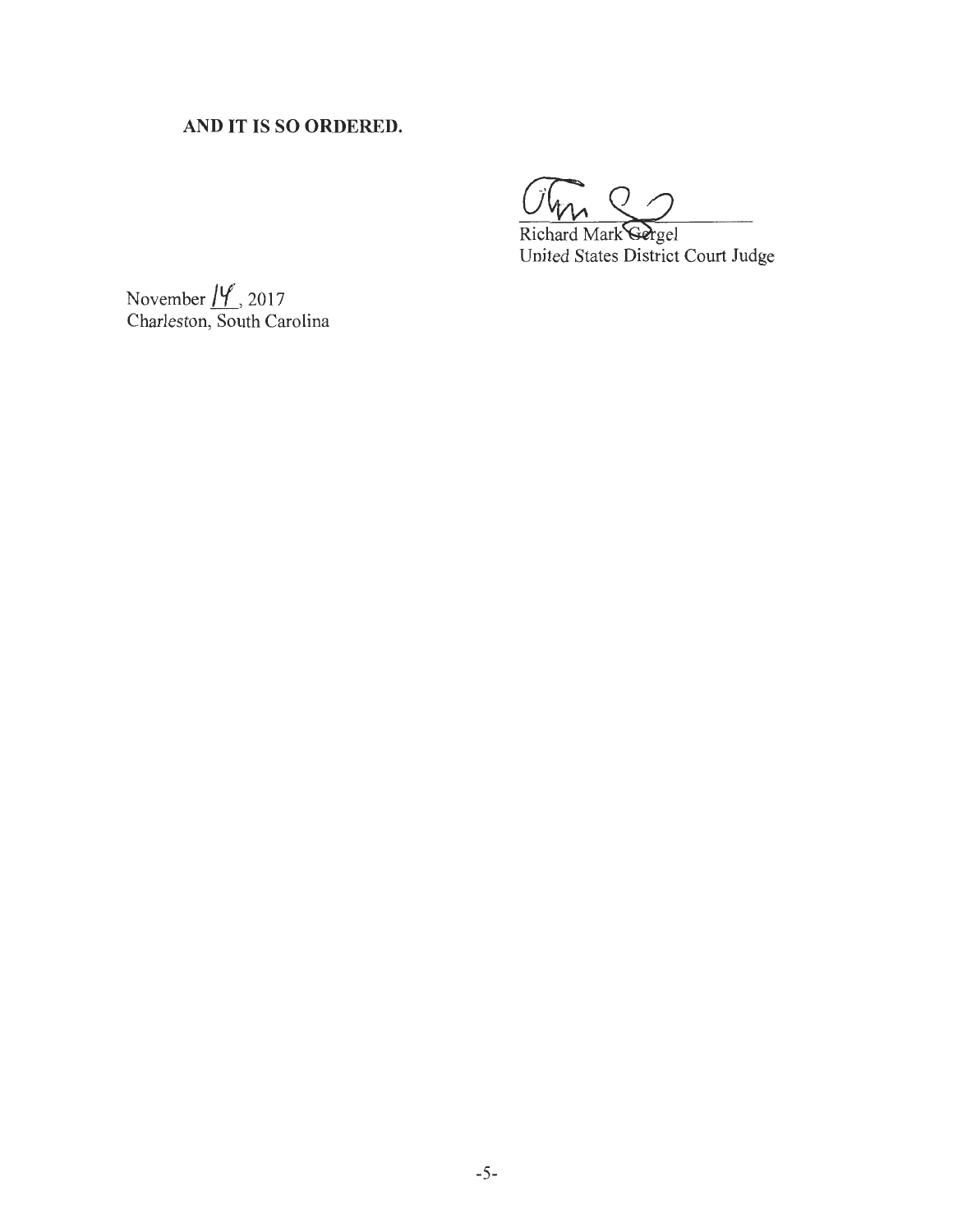**AND IT IS SO ORDERED.**

Richard Mark Gergel
United States District Court Judge

November 14, 2017
Charleston, South Carolina